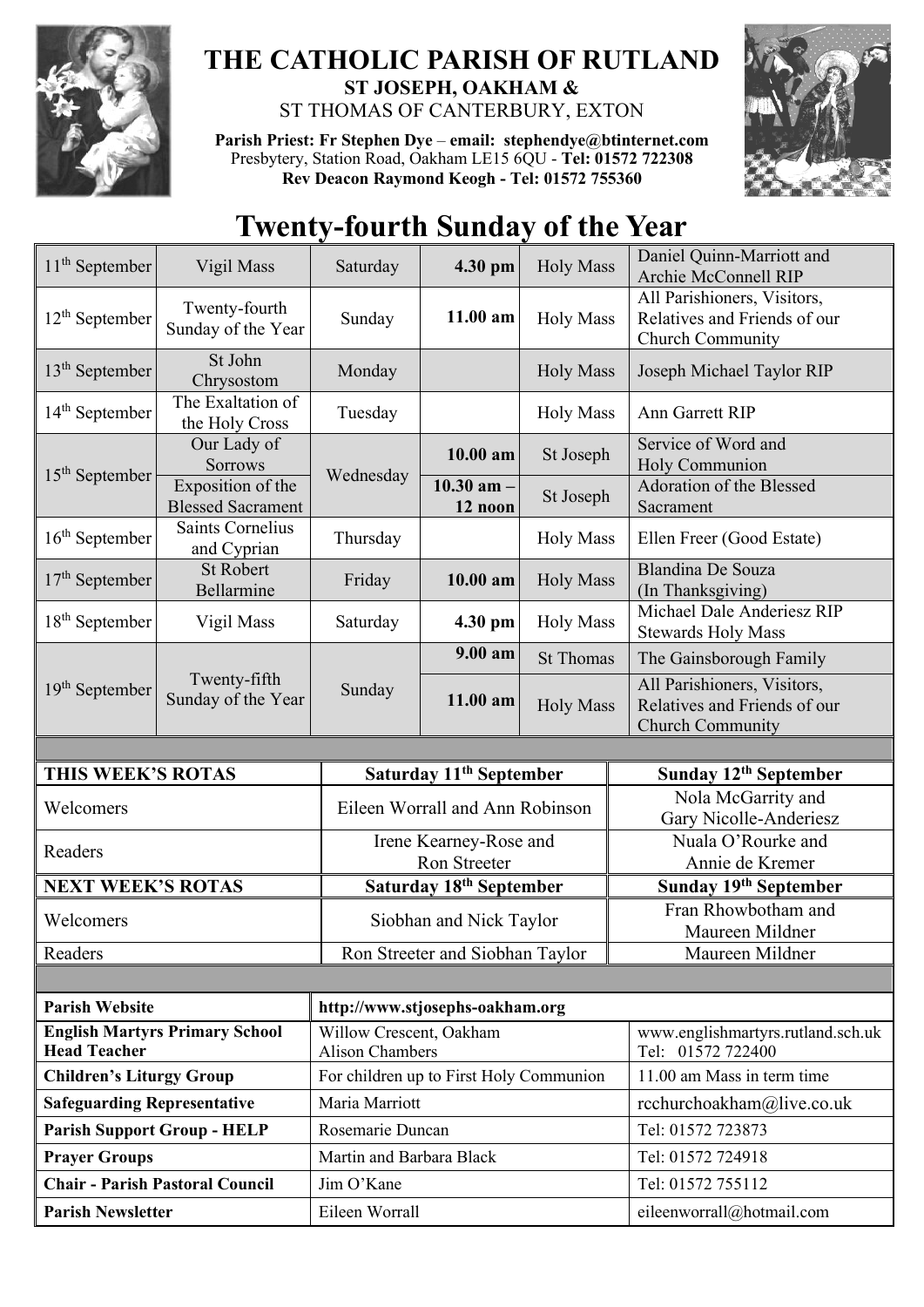# THE CATHOLIC PARISH OF RUTLAND

**ST JOSEPH, OAKHAM &**
ST THOMAS OF CANTERBURY, EXTON

**Parish Priest: Fr Stephen Dye** – **email: stephendye@btinternet.com**
Presbytery, Station Road, Oakham LE15 6QU - **Tel: 01572 722308**
**Rev Deacon Raymond Keogh - Tel: 01572 755360**

# Twenty-fourth Sunday of the Year

| | | | | | |
|---|---|---|---|---|---|
| 11th September | Vigil Mass | Saturday | **4.30 pm** | Holy Mass | Daniel Quinn-Marriott and Archie McConnell RIP |
| 12th September | Twenty-fourth Sunday of the Year | Sunday | **11.00 am** | Holy Mass | All Parishioners, Visitors, Relatives and Friends of our Church Community |
| 13th September | St John Chrysostom | Monday | | Holy Mass | Joseph Michael Taylor RIP |
| 14th September | The Exaltation of the Holy Cross | Tuesday | | Holy Mass | Ann Garrett RIP |
| 15th September | Our Lady of Sorrows | Wednesday | **10.00 am** | St Joseph | Service of Word and Holy Communion |
| | Exposition of the Blessed Sacrament | | **10.30 am – 12 noon** | St Joseph | Adoration of the Blessed Sacrament |
| 16th September | Saints Cornelius and Cyprian | Thursday | | Holy Mass | Ellen Freer (Good Estate) |
| 17th September | St Robert Bellarmine | Friday | **10.00 am** | Holy Mass | Blandina De Souza (In Thanksgiving) |
| 18th September | Vigil Mass | Saturday | **4.30 pm** | Holy Mass | Michael Dale Anderiesz RIP Stewards Holy Mass |
| 19th September | Twenty-fifth Sunday of the Year | Sunday | **9.00 am** | St Thomas | The Gainsborough Family |
| | | | **11.00 am** | Holy Mass | All Parishioners, Visitors, Relatives and Friends of our Church Community |

| **THIS WEEK'S ROTAS** | **Saturday 11th September** | **Sunday 12th September** |
|---|---|---|
| Welcomers | Eileen Worrall and Ann Robinson | Nola McGarrity and Gary Nicolle-Anderiesz |
| Readers | Irene Kearney-Rose and Ron Streeter | Nuala O'Rourke and Annie de Kremer |
| **NEXT WEEK'S ROTAS** | **Saturday 18th September** | **Sunday 19th September** |
| Welcomers | Siobhan and Nick Taylor | Fran Rhowbotham and Maureen Mildner |
| Readers | Ron Streeter and Siobhan Taylor | Maureen Mildner |

| | | |
|---|---|---|
| **Parish Website** | **http://www.stjosephs-oakham.org** | |
| **English Martyrs Primary School Head Teacher** | Willow Crescent, Oakham Alison Chambers | www.englishmartyrs.rutland.sch.uk Tel: 01572 722400 |
| **Children's Liturgy Group** | For children up to First Holy Communion | 11.00 am Mass in term time |
| **Safeguarding Representative** | Maria Marriott | rcchurchoakham@live.co.uk |
| **Parish Support Group - HELP** | Rosemarie Duncan | Tel: 01572 723873 |
| **Prayer Groups** | Martin and Barbara Black | Tel: 01572 724918 |
| **Chair - Parish Pastoral Council** | Jim O'Kane | Tel: 01572 755112 |
| **Parish Newsletter** | Eileen Worrall | eileenworrall@hotmail.com |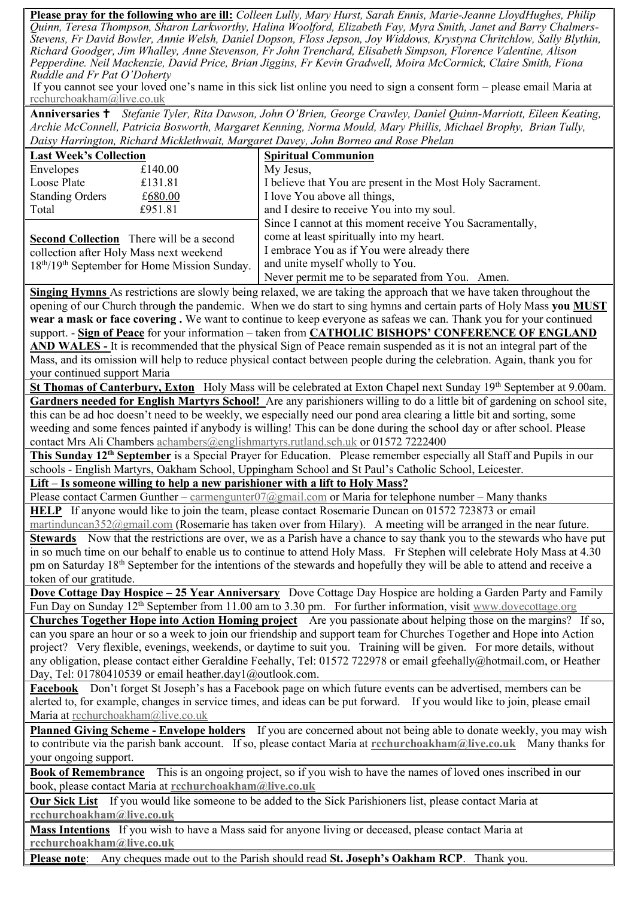**Please pray for the following who are ill:** *Colleen Lully, Mary Hurst, Sarah Ennis, Marie-Jeanne LloydHughes, Philip Quinn, Teresa Thompson, Sharon Larkworthy, Halina Woolford, Elizabeth Fay, Myra Smith, Janet and Barry Chalmers-Stevens, Fr David Bowler, Annie Welsh, Daniel Dopson, Floss Jepson, Joy Widdows, Krystyna Chritchlow, Sally Blythin, Richard Goodger, Jim Whalley, Anne Stevenson, Fr John Trenchard, Elisabeth Simpson, Florence Valentine, Alison Pepperdine. Neil Mackenzie, David Price, Brian Jiggins, Fr Kevin Gradwell, Moira McCormick, Claire Smith, Fiona Ruddle and Fr Pat O'Doherty*

If you cannot see your loved one's name in this sick list online you need to sign a consent form – please email Maria at rcchurchoakham@live.co.uk

**Anniversaries ✝** *Stefanie Tyler, Rita Dawson, John O'Brien, George Crawley, Daniel Quinn-Marriott, Eileen Keating, Archie McConnell, Patricia Bosworth, Margaret Kenning, Norma Mould, Mary Phillis, Michael Brophy, Brian Tully, Daisy Harrington, Richard Micklethwait, Margaret Davey, John Borneo and Rose Phelan*

**Last Week's Collection**

| | |
|---|---|
| Envelopes | £140.00 |
| Loose Plate | £131.81 |
| Standing Orders | £680.00 |
| Total | £951.81 |

**Second Collection** There will be a second collection after Holy Mass next weekend 18th/19th September for Home Mission Sunday.

**Spiritual Communion**

My Jesus,
I believe that You are present in the Most Holy Sacrament.
I love You above all things,
and I desire to receive You into my soul.
Since I cannot at this moment receive You Sacramentally,
come at least spiritually into my heart.
I embrace You as if You were already there
and unite myself wholly to You.
Never permit me to be separated from You. Amen.

**Singing Hymns** As restrictions are slowly being relaxed, we are taking the approach that we have taken throughout the opening of our Church through the pandemic. When we do start to sing hymns and certain parts of Holy Mass **you MUST wear a mask or face covering .** We want to continue to keep everyone as safeas we can. Thank you for your continued support. - **Sign of Peace** for your information – taken from **CATHOLIC BISHOPS' CONFERENCE OF ENGLAND AND WALES -** It is recommended that the physical Sign of Peace remain suspended as it is not an integral part of the Mass, and its omission will help to reduce physical contact between people during the celebration. Again, thank you for your continued support Maria

**St Thomas of Canterbury, Exton** Holy Mass will be celebrated at Exton Chapel next Sunday 19th September at 9.00am.

**Gardners needed for English Martyrs School!** Are any parishioners willing to do a little bit of gardening on school site, this can be ad hoc doesn't need to be weekly, we especially need our pond area clearing a little bit and sorting, some weeding and some fences painted if anybody is willing! This can be done during the school day or after school. Please contact Mrs Ali Chambers achambers@englishmartyrs.rutland.sch.uk or 01572 7222400

**This Sunday 12th September** is a Special Prayer for Education. Please remember especially all Staff and Pupils in our schools - English Martyrs, Oakham School, Uppingham School and St Paul's Catholic School, Leicester.

**Lift – Is someone willing to help a new parishioner with a lift to Holy Mass?**
Please contact Carmen Gunther – carmengunter07@gmail.com or Maria for telephone number – Many thanks

**HELP** If anyone would like to join the team, please contact Rosemarie Duncan on 01572 723873 or email martinduncan352@gmail.com (Rosemarie has taken over from Hilary). A meeting will be arranged in the near future.

**Stewards** Now that the restrictions are over, we as a Parish have a chance to say thank you to the stewards who have put in so much time on our behalf to enable us to continue to attend Holy Mass. Fr Stephen will celebrate Holy Mass at 4.30 pm on Saturday 18th September for the intentions of the stewards and hopefully they will be able to attend and receive a token of our gratitude.

**Dove Cottage Day Hospice – 25 Year Anniversary** Dove Cottage Day Hospice are holding a Garden Party and Family Fun Day on Sunday 12th September from 11.00 am to 3.30 pm. For further information, visit www.dovecottage.org

**Churches Together Hope into Action Homing project** Are you passionate about helping those on the margins? If so, can you spare an hour or so a week to join our friendship and support team for Churches Together and Hope into Action project? Very flexible, evenings, weekends, or daytime to suit you. Training will be given. For more details, without any obligation, please contact either Geraldine Feehally, Tel: 01572 722978 or email gfeehally@hotmail.com, or Heather Day, Tel: 01780410539 or email heather.day1@outlook.com.

**Facebook** Don't forget St Joseph's has a Facebook page on which future events can be advertised, members can be alerted to, for example, changes in service times, and ideas can be put forward. If you would like to join, please email Maria at rcchurchoakham@live.co.uk

**Planned Giving Scheme - Envelope holders** If you are concerned about not being able to donate weekly, you may wish to contribute via the parish bank account. If so, please contact Maria at **rcchurchoakham@live.co.uk** Many thanks for your ongoing support.

**Book of Remembrance** This is an ongoing project, so if you wish to have the names of loved ones inscribed in our book, please contact Maria at **rcchurchoakham@live.co.uk**

**Our Sick List** If you would like someone to be added to the Sick Parishioners list, please contact Maria at **rcchurchoakham@live.co.uk**

**Mass Intentions** If you wish to have a Mass said for anyone living or deceased, please contact Maria at **rcchurchoakham@live.co.uk**

**Please note**: Any cheques made out to the Parish should read **St. Joseph's Oakham RCP**. Thank you.